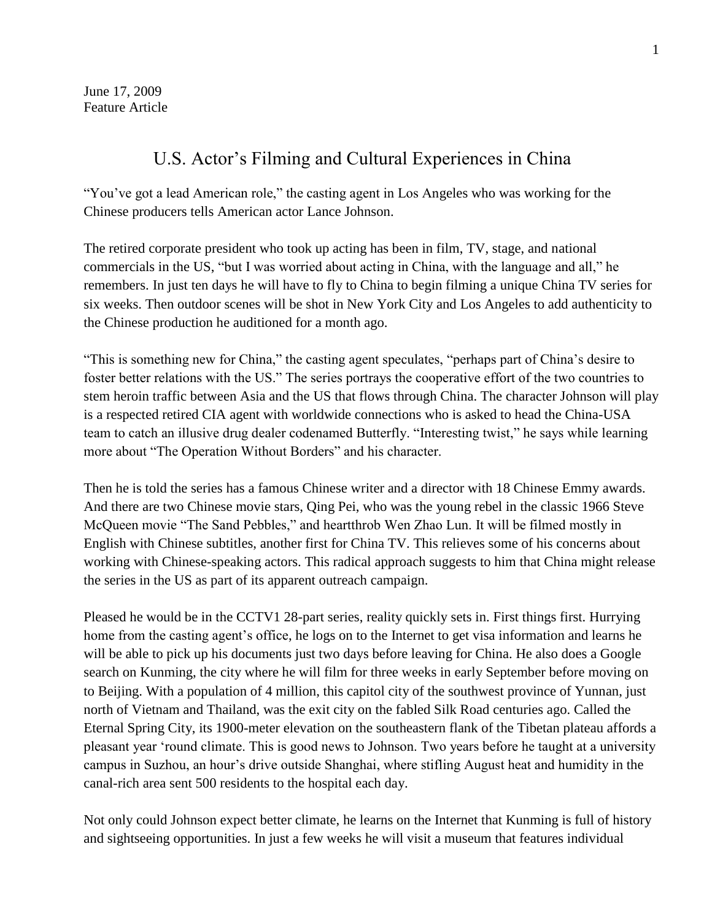June 17, 2009
Feature Article

# U.S. Actor's Filming and Cultural Experiences in China

"You've got a lead American role," the casting agent in Los Angeles who was working for the Chinese producers tells American actor Lance Johnson.

The retired corporate president who took up acting has been in film, TV, stage, and national commercials in the US, "but I was worried about acting in China, with the language and all," he remembers. In just ten days he will have to fly to China to begin filming a unique China TV series for six weeks. Then outdoor scenes will be shot in New York City and Los Angeles to add authenticity to the Chinese production he auditioned for a month ago.

"This is something new for China," the casting agent speculates, "perhaps part of China's desire to foster better relations with the US." The series portrays the cooperative effort of the two countries to stem heroin traffic between Asia and the US that flows through China. The character Johnson will play is a respected retired CIA agent with worldwide connections who is asked to head the China-USA team to catch an illusive drug dealer codenamed Butterfly. "Interesting twist," he says while learning more about "The Operation Without Borders" and his character.

Then he is told the series has a famous Chinese writer and a director with 18 Chinese Emmy awards. And there are two Chinese movie stars, Qing Pei, who was the young rebel in the classic 1966 Steve McQueen movie "The Sand Pebbles," and heartthrob Wen Zhao Lun. It will be filmed mostly in English with Chinese subtitles, another first for China TV. This relieves some of his concerns about working with Chinese-speaking actors. This radical approach suggests to him that China might release the series in the US as part of its apparent outreach campaign.

Pleased he would be in the CCTV1 28-part series, reality quickly sets in. First things first. Hurrying home from the casting agent's office, he logs on to the Internet to get visa information and learns he will be able to pick up his documents just two days before leaving for China. He also does a Google search on Kunming, the city where he will film for three weeks in early September before moving on to Beijing. With a population of 4 million, this capitol city of the southwest province of Yunnan, just north of Vietnam and Thailand, was the exit city on the fabled Silk Road centuries ago. Called the Eternal Spring City, its 1900-meter elevation on the southeastern flank of the Tibetan plateau affords a pleasant year 'round climate. This is good news to Johnson. Two years before he taught at a university campus in Suzhou, an hour's drive outside Shanghai, where stifling August heat and humidity in the canal-rich area sent 500 residents to the hospital each day.

Not only could Johnson expect better climate, he learns on the Internet that Kunming is full of history and sightseeing opportunities. In just a few weeks he will visit a museum that features individual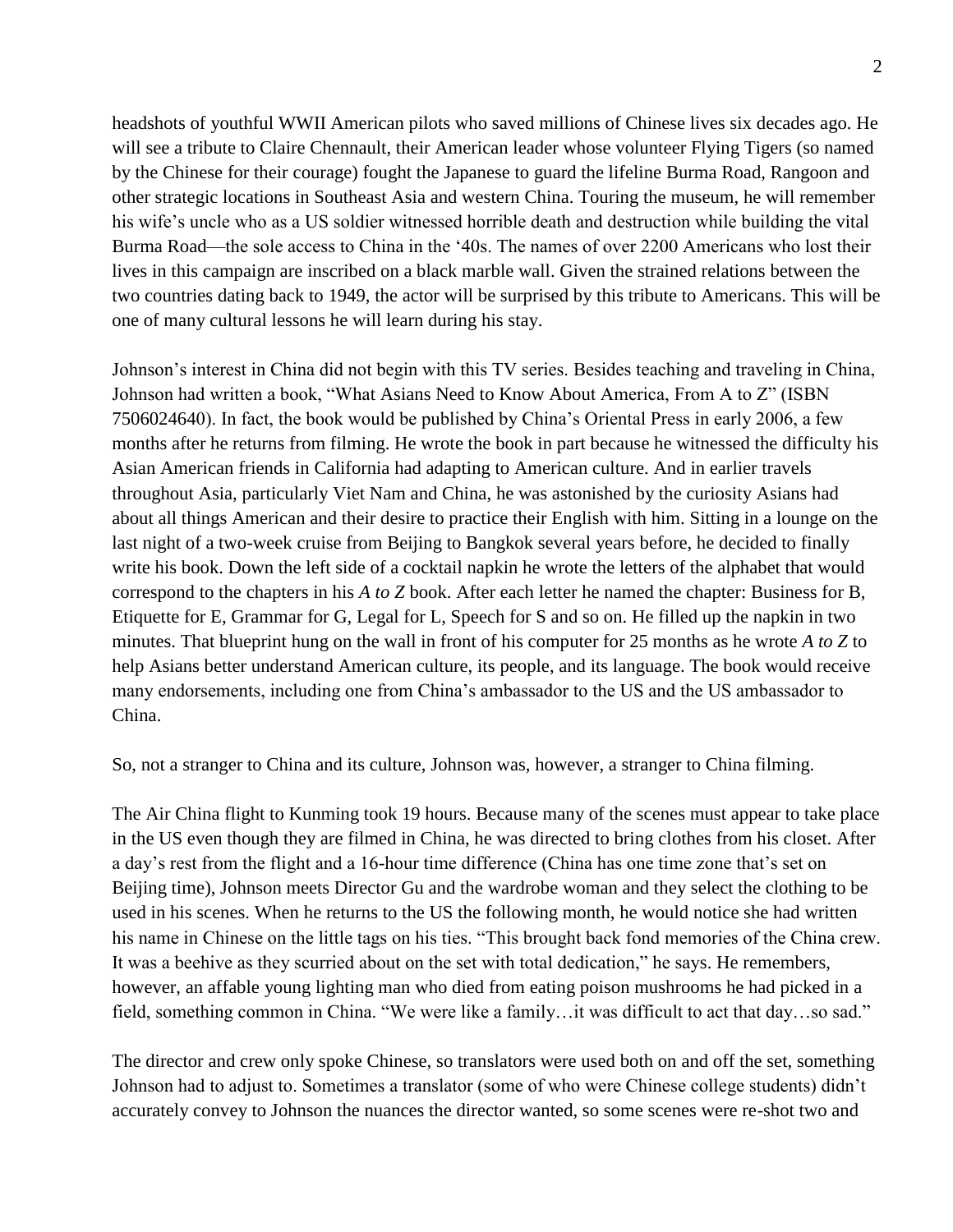headshots of youthful WWII American pilots who saved millions of Chinese lives six decades ago. He will see a tribute to Claire Chennault, their American leader whose volunteer Flying Tigers (so named by the Chinese for their courage) fought the Japanese to guard the lifeline Burma Road, Rangoon and other strategic locations in Southeast Asia and western China. Touring the museum, he will remember his wife's uncle who as a US soldier witnessed horrible death and destruction while building the vital Burma Road—the sole access to China in the '40s. The names of over 2200 Americans who lost their lives in this campaign are inscribed on a black marble wall. Given the strained relations between the two countries dating back to 1949, the actor will be surprised by this tribute to Americans. This will be one of many cultural lessons he will learn during his stay.

Johnson's interest in China did not begin with this TV series. Besides teaching and traveling in China, Johnson had written a book, "What Asians Need to Know About America, From A to Z" (ISBN 7506024640). In fact, the book would be published by China's Oriental Press in early 2006, a few months after he returns from filming. He wrote the book in part because he witnessed the difficulty his Asian American friends in California had adapting to American culture. And in earlier travels throughout Asia, particularly Viet Nam and China, he was astonished by the curiosity Asians had about all things American and their desire to practice their English with him. Sitting in a lounge on the last night of a two-week cruise from Beijing to Bangkok several years before, he decided to finally write his book. Down the left side of a cocktail napkin he wrote the letters of the alphabet that would correspond to the chapters in his *A to Z* book. After each letter he named the chapter: Business for B, Etiquette for E, Grammar for G, Legal for L, Speech for S and so on. He filled up the napkin in two minutes. That blueprint hung on the wall in front of his computer for 25 months as he wrote *A to Z* to help Asians better understand American culture, its people, and its language. The book would receive many endorsements, including one from China's ambassador to the US and the US ambassador to China.

So, not a stranger to China and its culture, Johnson was, however, a stranger to China filming.

The Air China flight to Kunming took 19 hours. Because many of the scenes must appear to take place in the US even though they are filmed in China, he was directed to bring clothes from his closet. After a day's rest from the flight and a 16-hour time difference (China has one time zone that's set on Beijing time), Johnson meets Director Gu and the wardrobe woman and they select the clothing to be used in his scenes. When he returns to the US the following month, he would notice she had written his name in Chinese on the little tags on his ties. "This brought back fond memories of the China crew. It was a beehive as they scurried about on the set with total dedication," he says. He remembers, however, an affable young lighting man who died from eating poison mushrooms he had picked in a field, something common in China. "We were like a family…it was difficult to act that day…so sad."

The director and crew only spoke Chinese, so translators were used both on and off the set, something Johnson had to adjust to. Sometimes a translator (some of who were Chinese college students) didn't accurately convey to Johnson the nuances the director wanted, so some scenes were re-shot two and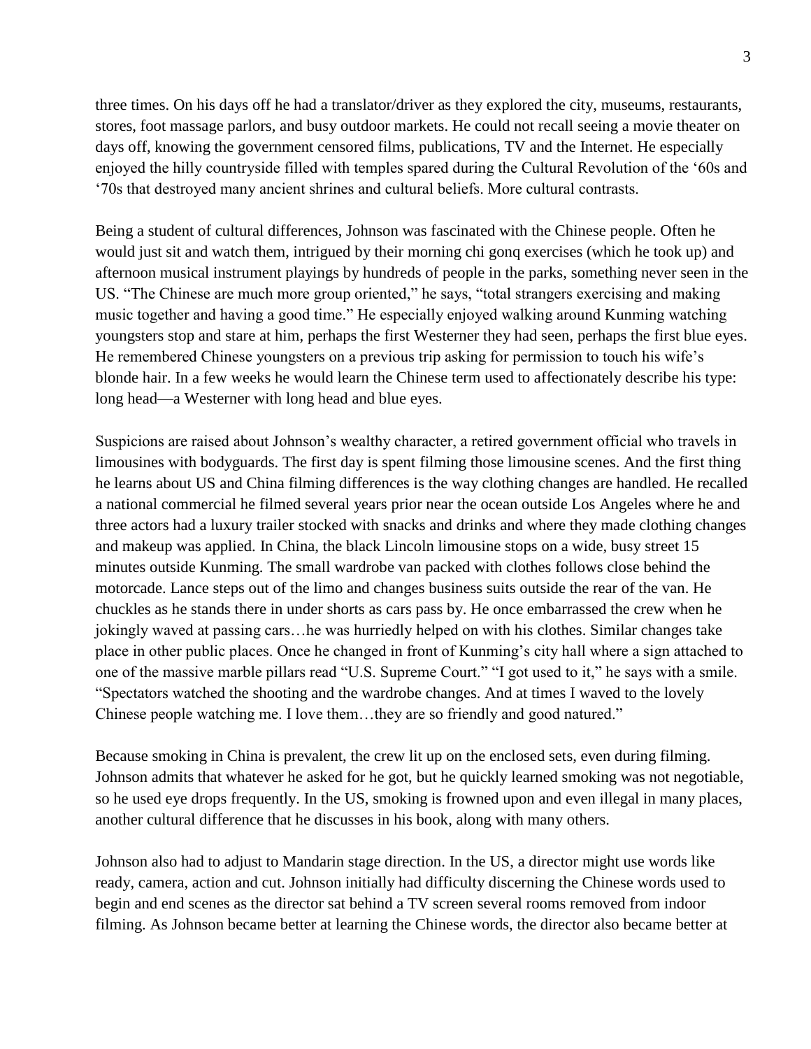three times. On his days off he had a translator/driver as they explored the city, museums, restaurants, stores, foot massage parlors, and busy outdoor markets. He could not recall seeing a movie theater on days off, knowing the government censored films, publications, TV and the Internet. He especially enjoyed the hilly countryside filled with temples spared during the Cultural Revolution of the '60s and '70s that destroyed many ancient shrines and cultural beliefs. More cultural contrasts.

Being a student of cultural differences, Johnson was fascinated with the Chinese people. Often he would just sit and watch them, intrigued by their morning chi gonq exercises (which he took up) and afternoon musical instrument playings by hundreds of people in the parks, something never seen in the US. "The Chinese are much more group oriented," he says, "total strangers exercising and making music together and having a good time." He especially enjoyed walking around Kunming watching youngsters stop and stare at him, perhaps the first Westerner they had seen, perhaps the first blue eyes. He remembered Chinese youngsters on a previous trip asking for permission to touch his wife's blonde hair. In a few weeks he would learn the Chinese term used to affectionately describe his type: long head—a Westerner with long head and blue eyes.

Suspicions are raised about Johnson's wealthy character, a retired government official who travels in limousines with bodyguards. The first day is spent filming those limousine scenes. And the first thing he learns about US and China filming differences is the way clothing changes are handled. He recalled a national commercial he filmed several years prior near the ocean outside Los Angeles where he and three actors had a luxury trailer stocked with snacks and drinks and where they made clothing changes and makeup was applied. In China, the black Lincoln limousine stops on a wide, busy street 15 minutes outside Kunming. The small wardrobe van packed with clothes follows close behind the motorcade. Lance steps out of the limo and changes business suits outside the rear of the van. He chuckles as he stands there in under shorts as cars pass by. He once embarrassed the crew when he jokingly waved at passing cars…he was hurriedly helped on with his clothes. Similar changes take place in other public places. Once he changed in front of Kunming's city hall where a sign attached to one of the massive marble pillars read "U.S. Supreme Court." "I got used to it," he says with a smile. "Spectators watched the shooting and the wardrobe changes. And at times I waved to the lovely Chinese people watching me. I love them…they are so friendly and good natured."

Because smoking in China is prevalent, the crew lit up on the enclosed sets, even during filming. Johnson admits that whatever he asked for he got, but he quickly learned smoking was not negotiable, so he used eye drops frequently. In the US, smoking is frowned upon and even illegal in many places, another cultural difference that he discusses in his book, along with many others.

Johnson also had to adjust to Mandarin stage direction. In the US, a director might use words like ready, camera, action and cut. Johnson initially had difficulty discerning the Chinese words used to begin and end scenes as the director sat behind a TV screen several rooms removed from indoor filming. As Johnson became better at learning the Chinese words, the director also became better at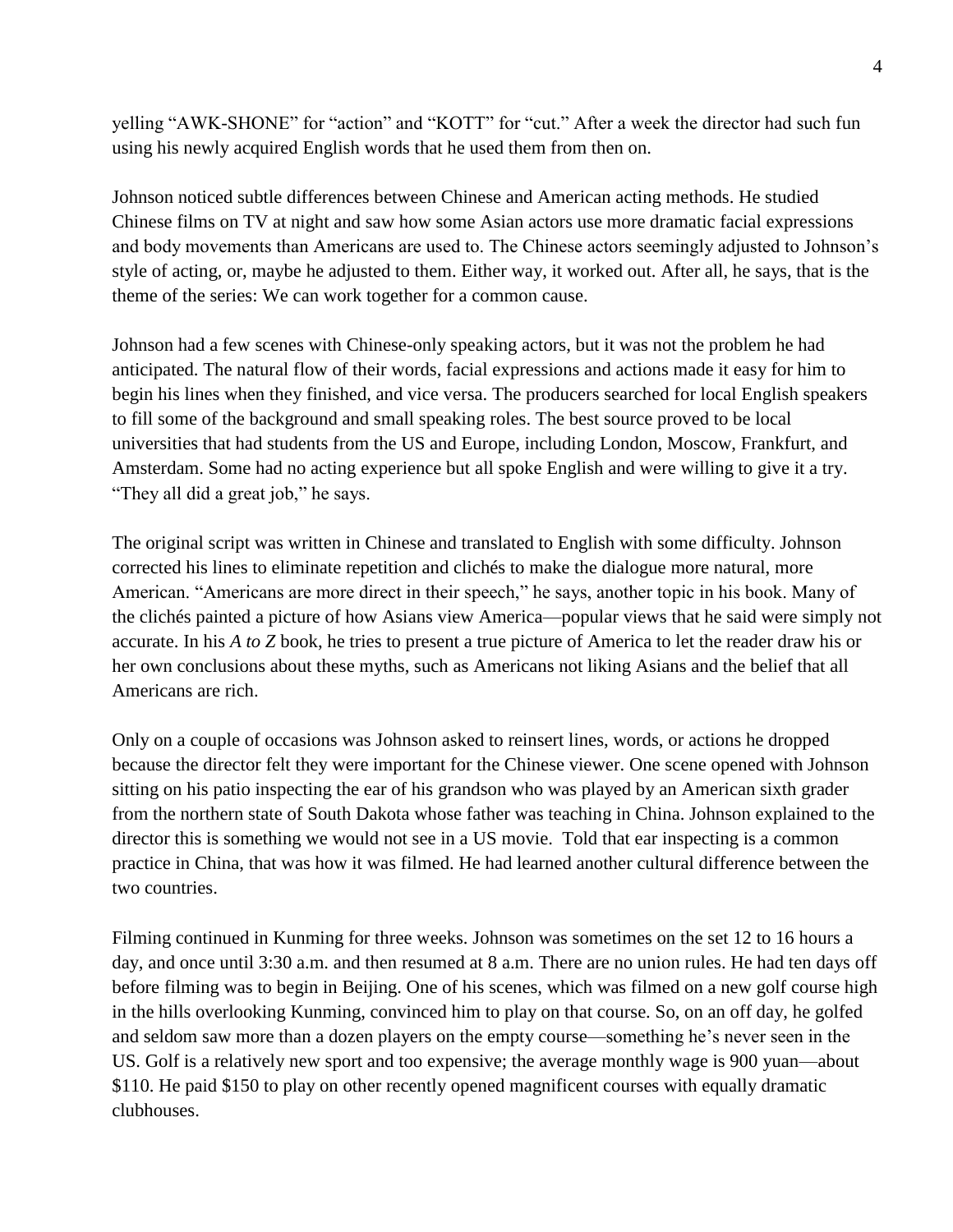yelling "AWK-SHONE" for "action" and "KOTT" for "cut." After a week the director had such fun using his newly acquired English words that he used them from then on.

Johnson noticed subtle differences between Chinese and American acting methods. He studied Chinese films on TV at night and saw how some Asian actors use more dramatic facial expressions and body movements than Americans are used to. The Chinese actors seemingly adjusted to Johnson's style of acting, or, maybe he adjusted to them. Either way, it worked out. After all, he says, that is the theme of the series: We can work together for a common cause.

Johnson had a few scenes with Chinese-only speaking actors, but it was not the problem he had anticipated. The natural flow of their words, facial expressions and actions made it easy for him to begin his lines when they finished, and vice versa. The producers searched for local English speakers to fill some of the background and small speaking roles. The best source proved to be local universities that had students from the US and Europe, including London, Moscow, Frankfurt, and Amsterdam. Some had no acting experience but all spoke English and were willing to give it a try. "They all did a great job," he says.

The original script was written in Chinese and translated to English with some difficulty. Johnson corrected his lines to eliminate repetition and clichés to make the dialogue more natural, more American. "Americans are more direct in their speech," he says, another topic in his book. Many of the clichés painted a picture of how Asians view America—popular views that he said were simply not accurate. In his *A to Z* book, he tries to present a true picture of America to let the reader draw his or her own conclusions about these myths, such as Americans not liking Asians and the belief that all Americans are rich.

Only on a couple of occasions was Johnson asked to reinsert lines, words, or actions he dropped because the director felt they were important for the Chinese viewer. One scene opened with Johnson sitting on his patio inspecting the ear of his grandson who was played by an American sixth grader from the northern state of South Dakota whose father was teaching in China. Johnson explained to the director this is something we would not see in a US movie. Told that ear inspecting is a common practice in China, that was how it was filmed. He had learned another cultural difference between the two countries.

Filming continued in Kunming for three weeks. Johnson was sometimes on the set 12 to 16 hours a day, and once until 3:30 a.m. and then resumed at 8 a.m. There are no union rules. He had ten days off before filming was to begin in Beijing. One of his scenes, which was filmed on a new golf course high in the hills overlooking Kunming, convinced him to play on that course. So, on an off day, he golfed and seldom saw more than a dozen players on the empty course—something he's never seen in the US. Golf is a relatively new sport and too expensive; the average monthly wage is 900 yuan—about $110. He paid $150 to play on other recently opened magnificent courses with equally dramatic clubhouses.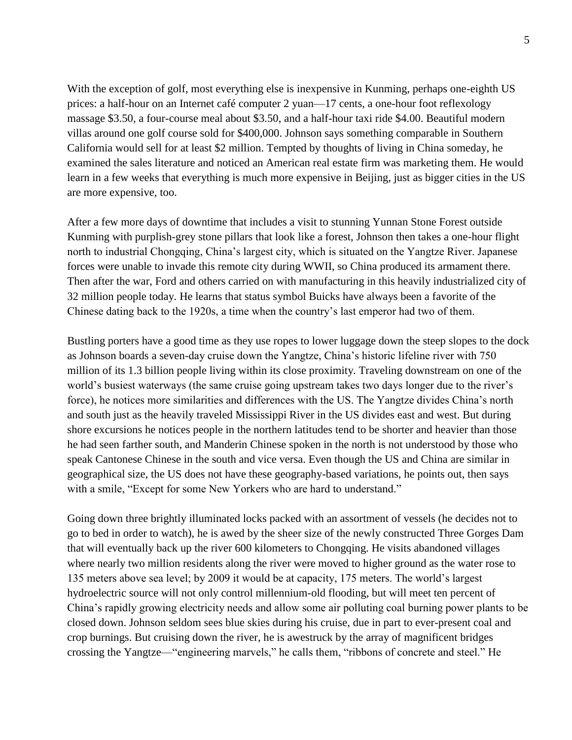With the exception of golf, most everything else is inexpensive in Kunming, perhaps one-eighth US prices: a half-hour on an Internet café computer 2 yuan—17 cents, a one-hour foot reflexology massage $3.50, a four-course meal about $3.50, and a half-hour taxi ride $4.00. Beautiful modern villas around one golf course sold for $400,000. Johnson says something comparable in Southern California would sell for at least $2 million. Tempted by thoughts of living in China someday, he examined the sales literature and noticed an American real estate firm was marketing them. He would learn in a few weeks that everything is much more expensive in Beijing, just as bigger cities in the US are more expensive, too.

After a few more days of downtime that includes a visit to stunning Yunnan Stone Forest outside Kunming with purplish-grey stone pillars that look like a forest, Johnson then takes a one-hour flight north to industrial Chongqing, China's largest city, which is situated on the Yangtze River. Japanese forces were unable to invade this remote city during WWII, so China produced its armament there. Then after the war, Ford and others carried on with manufacturing in this heavily industrialized city of 32 million people today. He learns that status symbol Buicks have always been a favorite of the Chinese dating back to the 1920s, a time when the country's last emperor had two of them.

Bustling porters have a good time as they use ropes to lower luggage down the steep slopes to the dock as Johnson boards a seven-day cruise down the Yangtze, China's historic lifeline river with 750 million of its 1.3 billion people living within its close proximity. Traveling downstream on one of the world's busiest waterways (the same cruise going upstream takes two days longer due to the river's force), he notices more similarities and differences with the US. The Yangtze divides China's north and south just as the heavily traveled Mississippi River in the US divides east and west. But during shore excursions he notices people in the northern latitudes tend to be shorter and heavier than those he had seen farther south, and Manderin Chinese spoken in the north is not understood by those who speak Cantonese Chinese in the south and vice versa. Even though the US and China are similar in geographical size, the US does not have these geography-based variations, he points out, then says with a smile, "Except for some New Yorkers who are hard to understand."

Going down three brightly illuminated locks packed with an assortment of vessels (he decides not to go to bed in order to watch), he is awed by the sheer size of the newly constructed Three Gorges Dam that will eventually back up the river 600 kilometers to Chongqing. He visits abandoned villages where nearly two million residents along the river were moved to higher ground as the water rose to 135 meters above sea level; by 2009 it would be at capacity, 175 meters. The world's largest hydroelectric source will not only control millennium-old flooding, but will meet ten percent of China's rapidly growing electricity needs and allow some air polluting coal burning power plants to be closed down. Johnson seldom sees blue skies during his cruise, due in part to ever-present coal and crop burnings. But cruising down the river, he is awestruck by the array of magnificent bridges crossing the Yangtze—"engineering marvels," he calls them, "ribbons of concrete and steel." He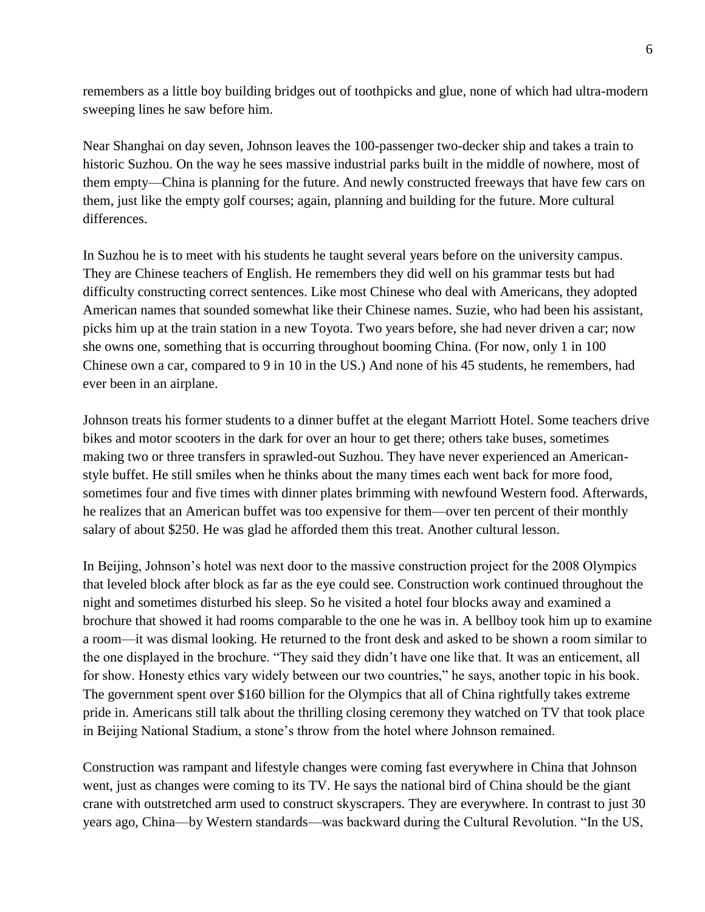remembers as a little boy building bridges out of toothpicks and glue, none of which had ultra-modern sweeping lines he saw before him.

Near Shanghai on day seven, Johnson leaves the 100-passenger two-decker ship and takes a train to historic Suzhou. On the way he sees massive industrial parks built in the middle of nowhere, most of them empty—China is planning for the future. And newly constructed freeways that have few cars on them, just like the empty golf courses; again, planning and building for the future. More cultural differences.

In Suzhou he is to meet with his students he taught several years before on the university campus. They are Chinese teachers of English. He remembers they did well on his grammar tests but had difficulty constructing correct sentences. Like most Chinese who deal with Americans, they adopted American names that sounded somewhat like their Chinese names. Suzie, who had been his assistant, picks him up at the train station in a new Toyota. Two years before, she had never driven a car; now she owns one, something that is occurring throughout booming China. (For now, only 1 in 100 Chinese own a car, compared to 9 in 10 in the US.) And none of his 45 students, he remembers, had ever been in an airplane.

Johnson treats his former students to a dinner buffet at the elegant Marriott Hotel. Some teachers drive bikes and motor scooters in the dark for over an hour to get there; others take buses, sometimes making two or three transfers in sprawled-out Suzhou. They have never experienced an American-style buffet. He still smiles when he thinks about the many times each went back for more food, sometimes four and five times with dinner plates brimming with newfound Western food. Afterwards, he realizes that an American buffet was too expensive for them—over ten percent of their monthly salary of about $250. He was glad he afforded them this treat. Another cultural lesson.

In Beijing, Johnson's hotel was next door to the massive construction project for the 2008 Olympics that leveled block after block as far as the eye could see. Construction work continued throughout the night and sometimes disturbed his sleep. So he visited a hotel four blocks away and examined a brochure that showed it had rooms comparable to the one he was in. A bellboy took him up to examine a room—it was dismal looking. He returned to the front desk and asked to be shown a room similar to the one displayed in the brochure. "They said they didn't have one like that. It was an enticement, all for show. Honesty ethics vary widely between our two countries," he says, another topic in his book. The government spent over $160 billion for the Olympics that all of China rightfully takes extreme pride in. Americans still talk about the thrilling closing ceremony they watched on TV that took place in Beijing National Stadium, a stone's throw from the hotel where Johnson remained.

Construction was rampant and lifestyle changes were coming fast everywhere in China that Johnson went, just as changes were coming to its TV. He says the national bird of China should be the giant crane with outstretched arm used to construct skyscrapers. They are everywhere. In contrast to just 30 years ago, China—by Western standards—was backward during the Cultural Revolution. "In the US,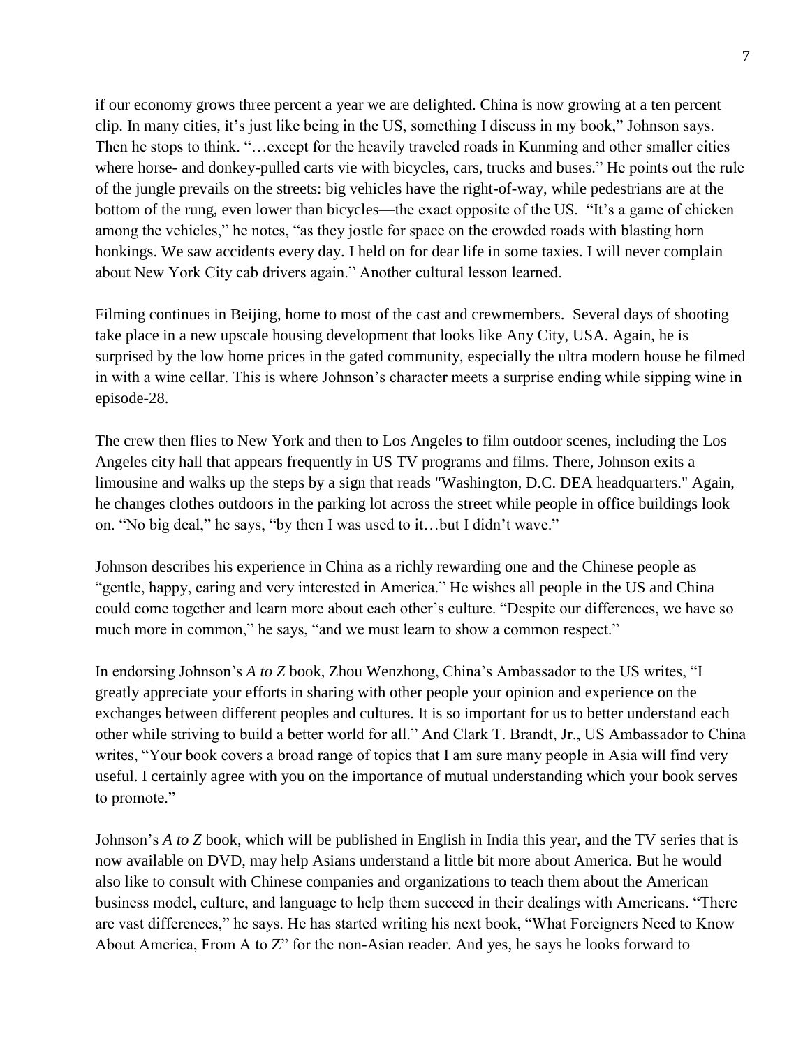if our economy grows three percent a year we are delighted. China is now growing at a ten percent clip. In many cities, it's just like being in the US, something I discuss in my book," Johnson says. Then he stops to think. "…except for the heavily traveled roads in Kunming and other smaller cities where horse- and donkey-pulled carts vie with bicycles, cars, trucks and buses." He points out the rule of the jungle prevails on the streets: big vehicles have the right-of-way, while pedestrians are at the bottom of the rung, even lower than bicycles—the exact opposite of the US. "It's a game of chicken among the vehicles," he notes, "as they jostle for space on the crowded roads with blasting horn honkings. We saw accidents every day. I held on for dear life in some taxies. I will never complain about New York City cab drivers again." Another cultural lesson learned.

Filming continues in Beijing, home to most of the cast and crewmembers. Several days of shooting take place in a new upscale housing development that looks like Any City, USA. Again, he is surprised by the low home prices in the gated community, especially the ultra modern house he filmed in with a wine cellar. This is where Johnson's character meets a surprise ending while sipping wine in episode-28.

The crew then flies to New York and then to Los Angeles to film outdoor scenes, including the Los Angeles city hall that appears frequently in US TV programs and films. There, Johnson exits a limousine and walks up the steps by a sign that reads "Washington, D.C. DEA headquarters." Again, he changes clothes outdoors in the parking lot across the street while people in office buildings look on. "No big deal," he says, "by then I was used to it…but I didn't wave."

Johnson describes his experience in China as a richly rewarding one and the Chinese people as "gentle, happy, caring and very interested in America." He wishes all people in the US and China could come together and learn more about each other's culture. "Despite our differences, we have so much more in common," he says, "and we must learn to show a common respect."

In endorsing Johnson's *A to Z* book, Zhou Wenzhong, China's Ambassador to the US writes, "I greatly appreciate your efforts in sharing with other people your opinion and experience on the exchanges between different peoples and cultures. It is so important for us to better understand each other while striving to build a better world for all." And Clark T. Brandt, Jr., US Ambassador to China writes, "Your book covers a broad range of topics that I am sure many people in Asia will find very useful. I certainly agree with you on the importance of mutual understanding which your book serves to promote."

Johnson's *A to Z* book, which will be published in English in India this year, and the TV series that is now available on DVD, may help Asians understand a little bit more about America. But he would also like to consult with Chinese companies and organizations to teach them about the American business model, culture, and language to help them succeed in their dealings with Americans. "There are vast differences," he says. He has started writing his next book, "What Foreigners Need to Know About America, From A to Z" for the non-Asian reader. And yes, he says he looks forward to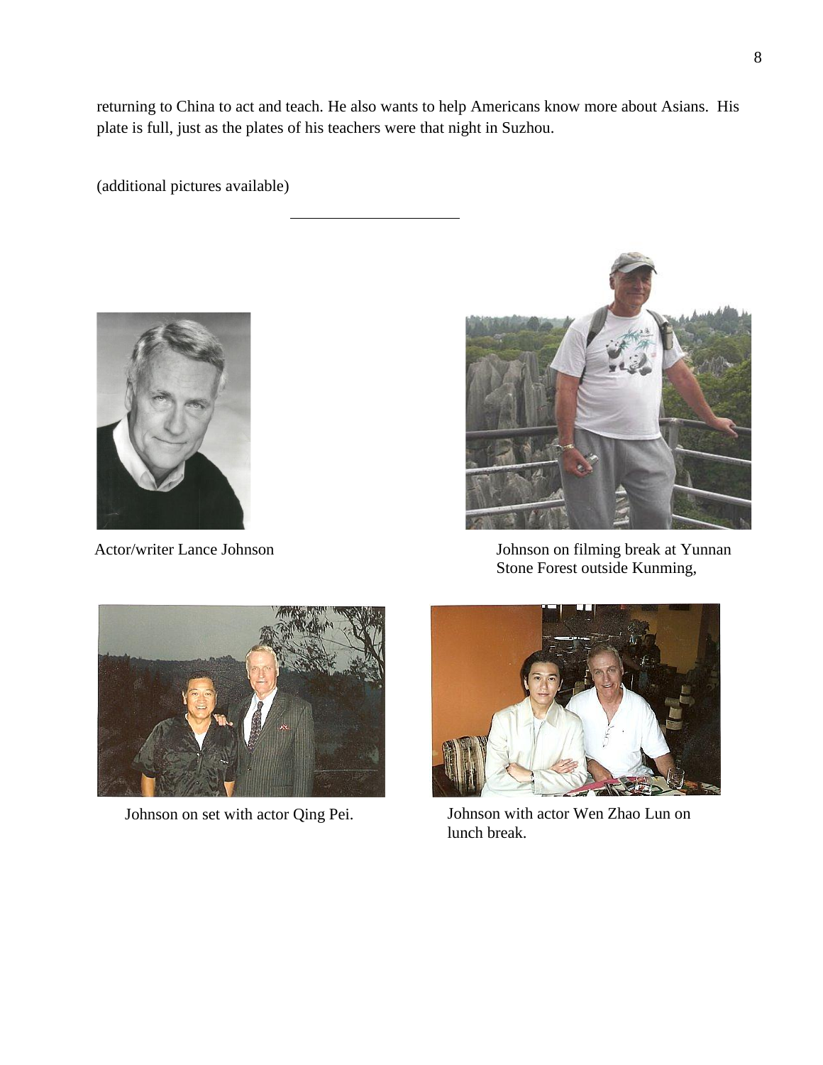returning to China to act and teach. He also wants to help Americans know more about Asians. His plate is full, just as the plates of his teachers were that night in Suzhou.

(additional pictures available)

---

Actor/writer Lance Johnson

Johnson on filming break at Yunnan Stone Forest outside Kunming,

Johnson on set with actor Qing Pei.

Johnson with actor Wen Zhao Lun on lunch break.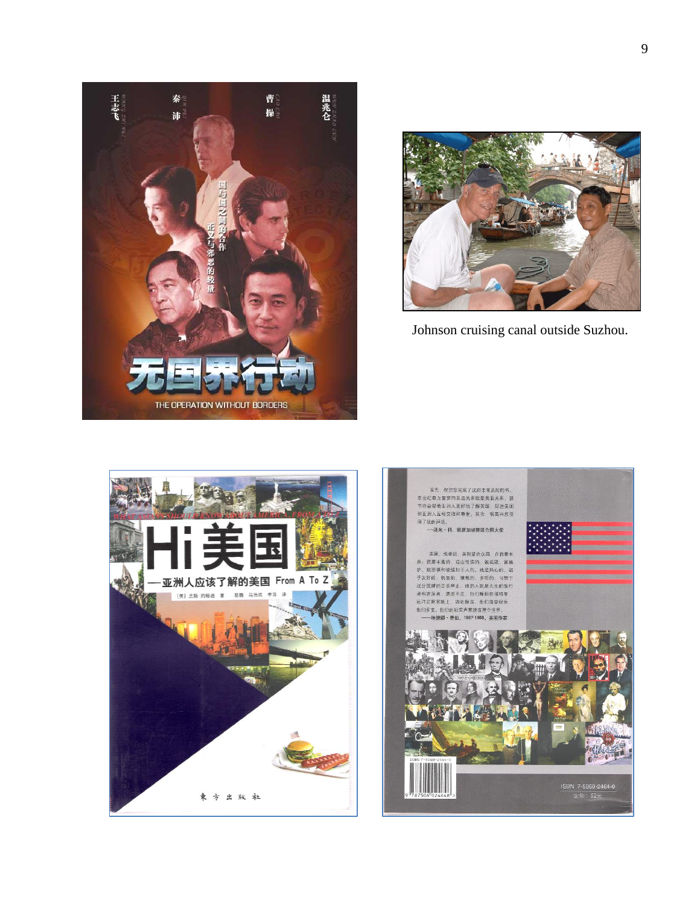Johnson cruising canal outside Suzhou.